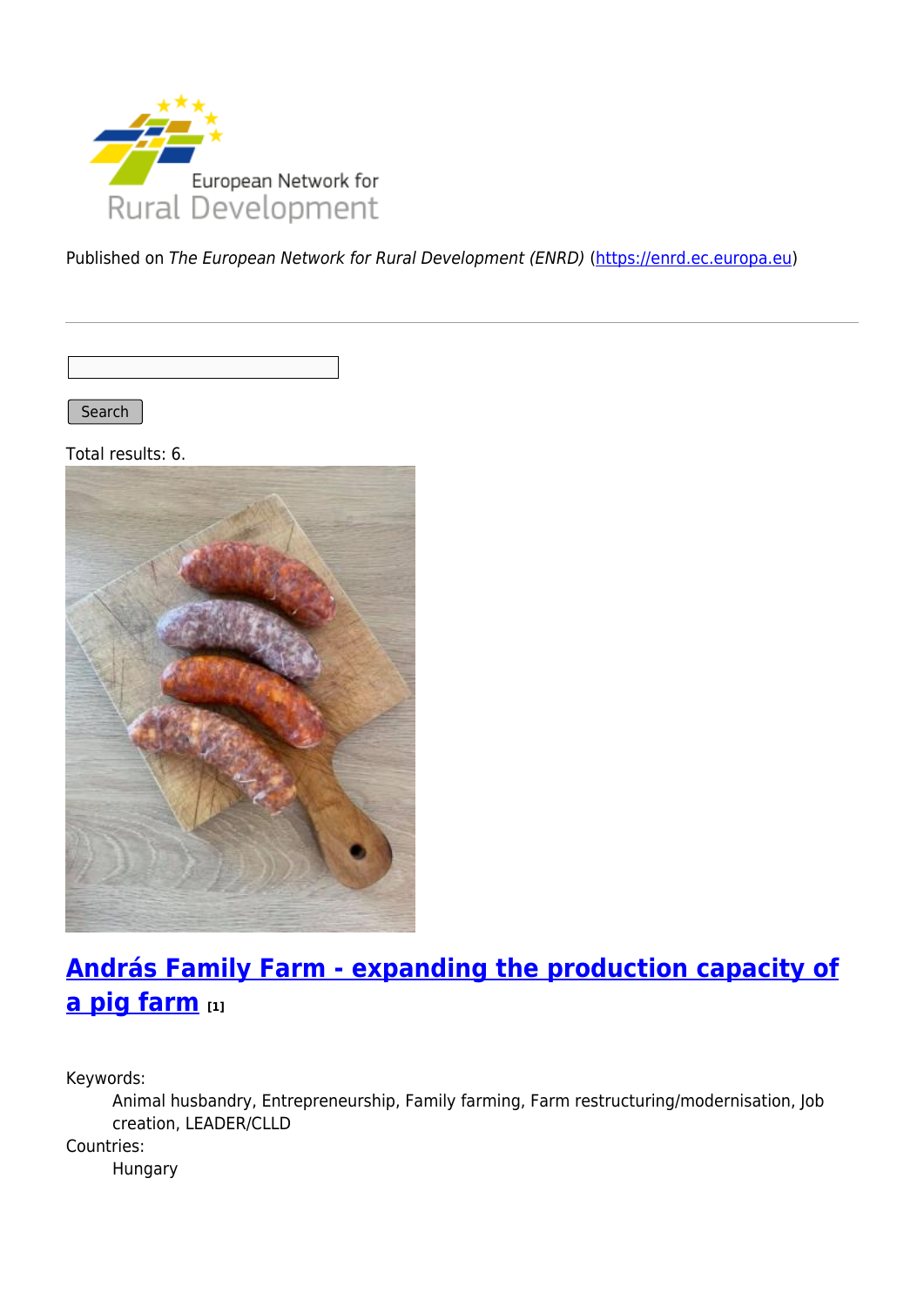Published on *The European Network for Rural Development (ENRD)* (https://enrd.ec.europa.eu)

Search

Total results: 6.

## András Family Farm - expanding the production capacity of a pig farm [1]

Keywords:
: Animal husbandry, Entrepreneurship, Family farming, Farm restructuring/modernisation, Job creation, LEADER/CLLD

Countries:
: Hungary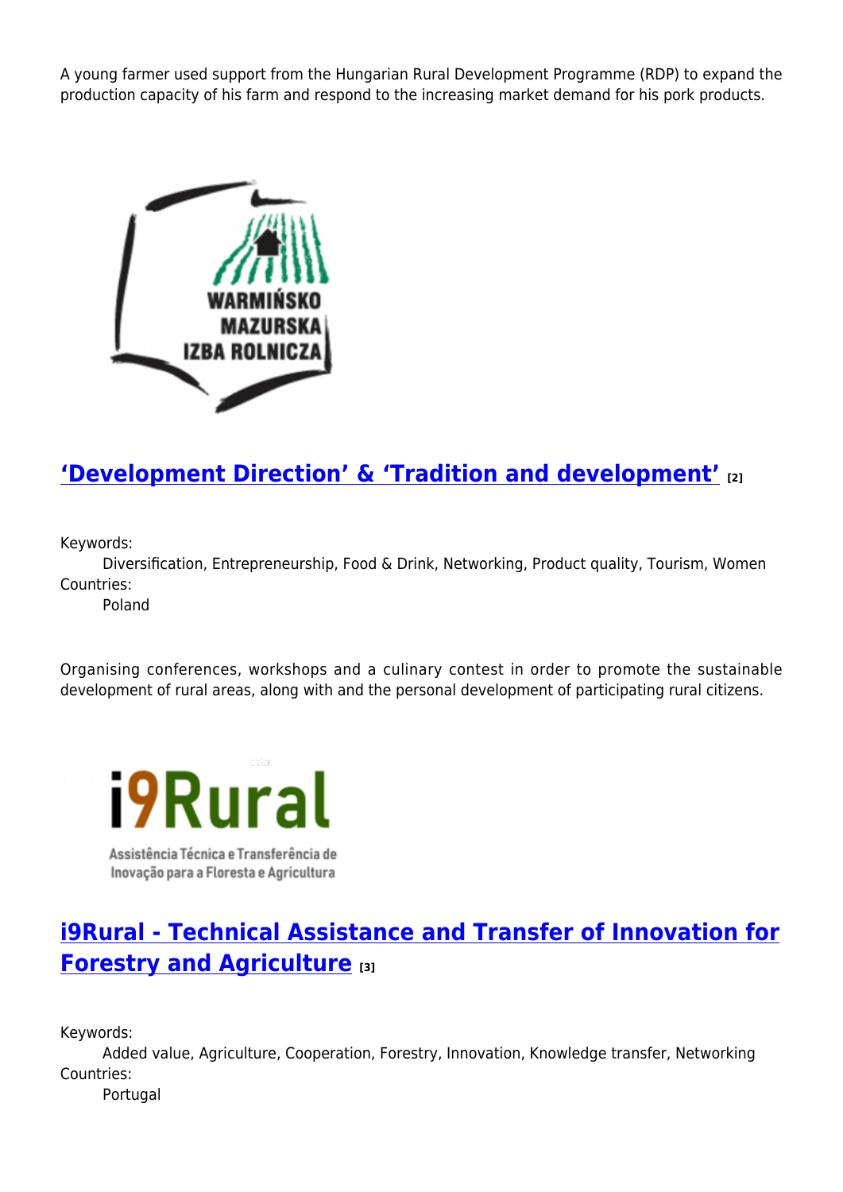A young farmer used support from the Hungarian Rural Development Programme (RDP) to expand the production capacity of his farm and respond to the increasing market demand for his pork products.

## 'Development Direction' & 'Tradition and development' [2]

Keywords:
Diversification, Entrepreneurship, Food & Drink, Networking, Product quality, Tourism, Women

Countries:
Poland

Organising conferences, workshops and a culinary contest in order to promote the sustainable development of rural areas, along with and the personal development of participating rural citizens.

## i9Rural - Technical Assistance and Transfer of Innovation for Forestry and Agriculture [3]

Keywords:
Added value, Agriculture, Cooperation, Forestry, Innovation, Knowledge transfer, Networking

Countries:
Portugal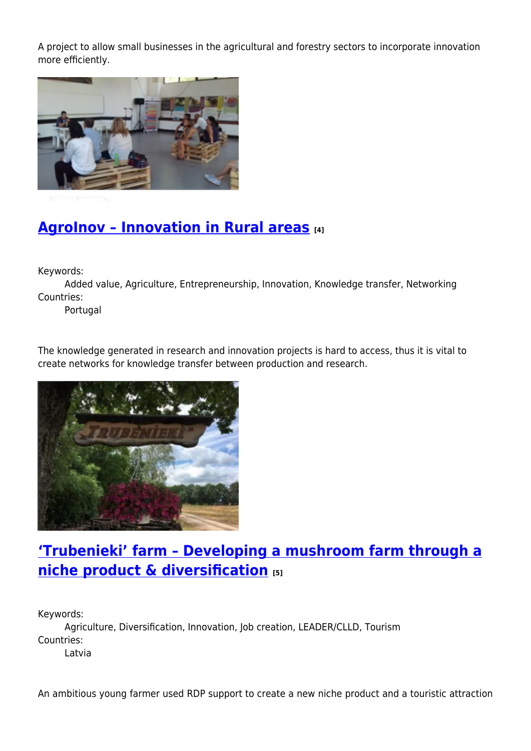A project to allow small businesses in the agricultural and forestry sectors to incorporate innovation more efficiently.

## AgroInov – Innovation in Rural areas [4]

Keywords:
Added value, Agriculture, Entrepreneurship, Innovation, Knowledge transfer, Networking

Countries:
Portugal

The knowledge generated in research and innovation projects is hard to access, thus it is vital to create networks for knowledge transfer between production and research.

## 'Trubenieki' farm – Developing a mushroom farm through a niche product & diversification [5]

Keywords:
Agriculture, Diversification, Innovation, Job creation, LEADER/CLLD, Tourism

Countries:
Latvia

An ambitious young farmer used RDP support to create a new niche product and a touristic attraction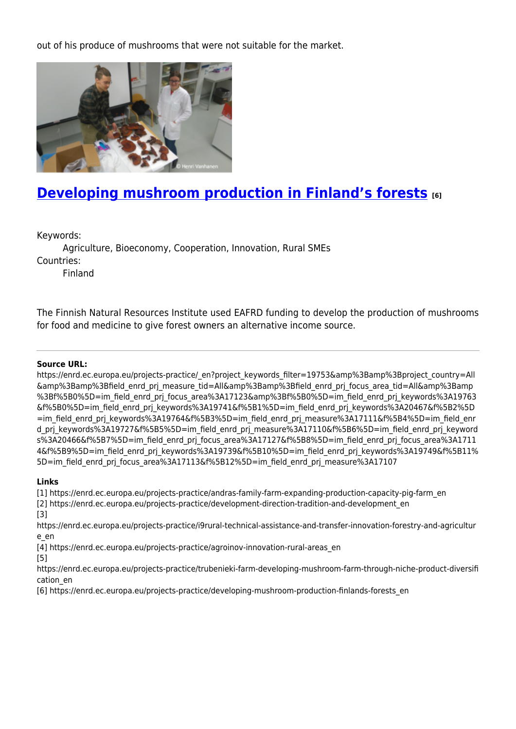out of his produce of mushrooms that were not suitable for the market.

## [Developing mushroom production in Finland’s forests](https://enrd.ec.europa.eu/projects-practice/developing-mushroom-production-finlands-forests_en) [6]

Keywords:

Agriculture, Bioeconomy, Cooperation, Innovation, Rural SMEs

Countries:

Finland

The Finnish Natural Resources Institute used EAFRD funding to develop the production of mushrooms for food and medicine to give forest owners an alternative income source.

---

**Source URL:** https://enrd.ec.europa.eu/projects-practice/_en?project_keywords_filter=19753&amp%3Bamp%3Bproject_country=All&amp%3Bamp%3Bfield_enrd_prj_measure_tid=All&amp%3Bamp%3Bfield_enrd_prj_focus_area_tid=All&amp%3Bamp%3Bf%5B0%5D=im_field_enrd_prj_focus_area%3A17123&amp%3Bf%5B0%5D=im_field_enrd_prj_keywords%3A19763&f%5B0%5D=im_field_enrd_prj_keywords%3A19741&f%5B1%5D=im_field_enrd_prj_keywords%3A20467&f%5B2%5D=im_field_enrd_prj_keywords%3A19764&f%5B3%5D=im_field_enrd_prj_measure%3A17111&f%5B4%5D=im_field_enrd_prj_keywords%3A19727&f%5B5%5D=im_field_enrd_prj_measure%3A17110&f%5B6%5D=im_field_enrd_prj_keywords%3A20466&f%5B7%5D=im_field_enrd_prj_focus_area%3A17127&f%5B8%5D=im_field_enrd_prj_focus_area%3A17114&f%5B9%5D=im_field_enrd_prj_keywords%3A19739&f%5B10%5D=im_field_enrd_prj_keywords%3A19749&f%5B11%5D=im_field_enrd_prj_focus_area%3A17113&f%5B12%5D=im_field_enrd_prj_measure%3A17107

**Links**

[1] https://enrd.ec.europa.eu/projects-practice/andras-family-farm-expanding-production-capacity-pig-farm_en
[2] https://enrd.ec.europa.eu/projects-practice/development-direction-tradition-and-development_en
[3] https://enrd.ec.europa.eu/projects-practice/i9rural-technical-assistance-and-transfer-innovation-forestry-and-agriculture_en
[4] https://enrd.ec.europa.eu/projects-practice/agroinov-innovation-rural-areas_en
[5] https://enrd.ec.europa.eu/projects-practice/trubenieki-farm-developing-mushroom-farm-through-niche-product-diversification_en
[6] https://enrd.ec.europa.eu/projects-practice/developing-mushroom-production-finlands-forests_en